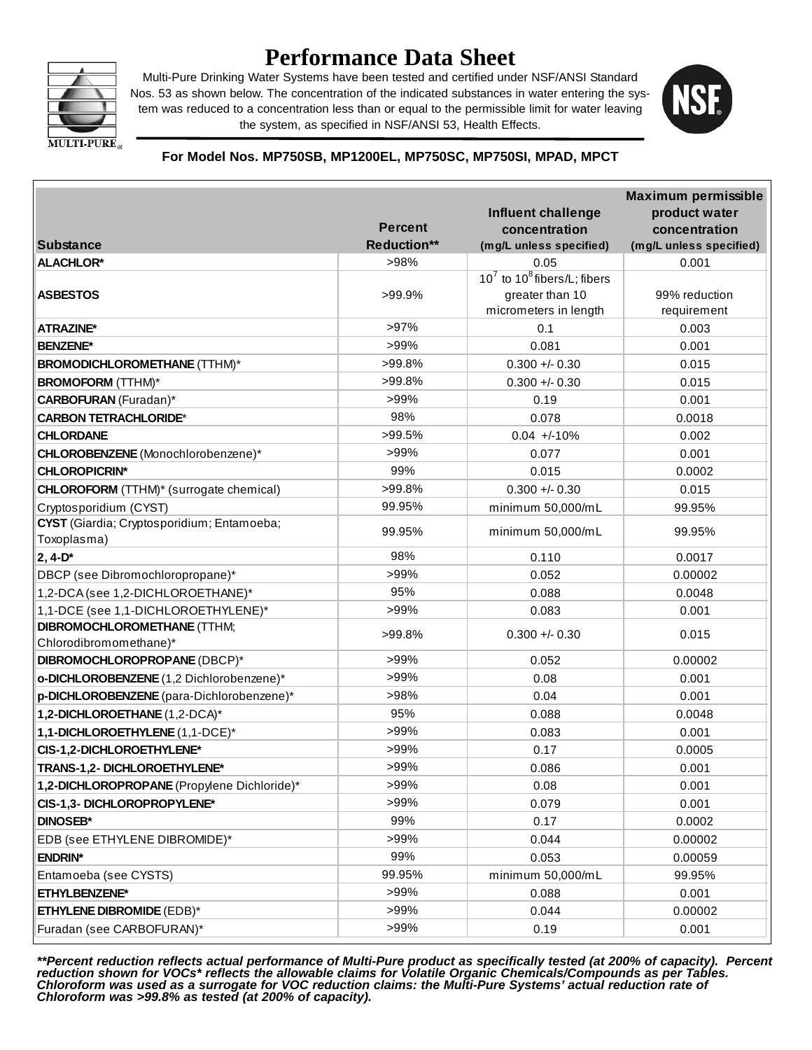# Performance Data Sheet

Multi-Pure Drinking Water Systems have been tested and certified under NSF/ANSI Standard Nos. 53 as shown below. The concentration of the indicated substances in water entering the system was reduced to a concentration less than or equal to the permissible limit for water leaving the system, as specified in NSF/ANSI 53, Health Effects.

MULTI-PURE®

NSF®

**For Model Nos. MP750SB, MP1200EL, MP750SC, MP750SI, MPAD, MPCT**

| Substance | Percent Reduction** | Influent challenge concentration (mg/L unless specified) | Maximum permissible product water concentration (mg/L unless specified) |
|---|---|---|---|
| **ALACHLOR*** | >98% | 0.05 | 0.001 |
| **ASBESTOS** | >99.9% | $10^7$ to $10^8$ fibers/L; fibers greater than 10 micrometers in length | 99% reduction requirement |
| **ATRAZINE*** | >97% | 0.1 | 0.003 |
| **BENZENE*** | >99% | 0.081 | 0.001 |
| **BROMODICHLOROMETHANE** (TTHM)* | >99.8% | 0.300 +/- 0.30 | 0.015 |
| **BROMOFORM** (TTHM)* | >99.8% | 0.300 +/- 0.30 | 0.015 |
| **CARBOFURAN** (Furadan)* | >99% | 0.19 | 0.001 |
| **CARBON TETRACHLORIDE*** | 98% | 0.078 | 0.0018 |
| **CHLORDANE** | >99.5% | 0.04 +/-10% | 0.002 |
| **CHLOROBENZENE** (Monochlorobenzene)* | >99% | 0.077 | 0.001 |
| **CHLOROPICRIN*** | 99% | 0.015 | 0.0002 |
| **CHLOROFORM** (TTHM)* (surrogate chemical) | >99.8% | 0.300 +/- 0.30 | 0.015 |
| Cryptosporidium (CYST) | 99.95% | minimum 50,000/mL | 99.95% |
| **CYST** (Giardia; Cryptosporidium; Entamoeba; Toxoplasma) | 99.95% | minimum 50,000/mL | 99.95% |
| **2, 4-D*** | 98% | 0.110 | 0.0017 |
| DBCP (see Dibromochloropropane)* | >99% | 0.052 | 0.00002 |
| 1,2-DCA (see 1,2-DICHLOROETHANE)* | 95% | 0.088 | 0.0048 |
| 1,1-DCE (see 1,1-DICHLOROETHYLENE)* | >99% | 0.083 | 0.001 |
| **DIBROMOCHLOROMETHANE** (TTHM; Chlorodibromomethane)* | >99.8% | 0.300 +/- 0.30 | 0.015 |
| **DIBROMOCHLOROPROPANE** (DBCP)* | >99% | 0.052 | 0.00002 |
| **o-DICHLOROBENZENE** (1,2 Dichlorobenzene)* | >99% | 0.08 | 0.001 |
| **p-DICHLOROBENZENE** (para-Dichlorobenzene)* | >98% | 0.04 | 0.001 |
| **1,2-DICHLOROETHANE** (1,2-DCA)* | 95% | 0.088 | 0.0048 |
| **1,1-DICHLOROETHYLENE** (1,1-DCE)* | >99% | 0.083 | 0.001 |
| **CIS-1,2-DICHLOROETHYLENE*** | >99% | 0.17 | 0.0005 |
| **TRANS-1,2- DICHLOROETHYLENE*** | >99% | 0.086 | 0.001 |
| **1,2-DICHLOROPROPANE** (Propylene Dichloride)* | >99% | 0.08 | 0.001 |
| **CIS-1,3- DICHLOROPROPYLENE*** | >99% | 0.079 | 0.001 |
| **DINOSEB*** | 99% | 0.17 | 0.0002 |
| EDB (see ETHYLENE DIBROMIDE)* | >99% | 0.044 | 0.00002 |
| **ENDRIN*** | 99% | 0.053 | 0.00059 |
| Entamoeba (see CYSTS) | 99.95% | minimum 50,000/mL | 99.95% |
| **ETHYLBENZENE*** | >99% | 0.088 | 0.001 |
| **ETHYLENE DIBROMIDE** (EDB)* | >99% | 0.044 | 0.00002 |
| Furadan (see CARBOFURAN)* | >99% | 0.19 | 0.001 |

***\*\*Percent reduction reflects actual performance of Multi-Pure product as specifically tested (at 200% of capacity). Percent reduction shown for VOCs\* reflects the allowable claims for Volatile Organic Chemicals/Compounds as per Tables. Chloroform was used as a surrogate for VOC reduction claims: the Multi-Pure Systems' actual reduction rate of Chloroform was >99.8% as tested (at 200% of capacity).***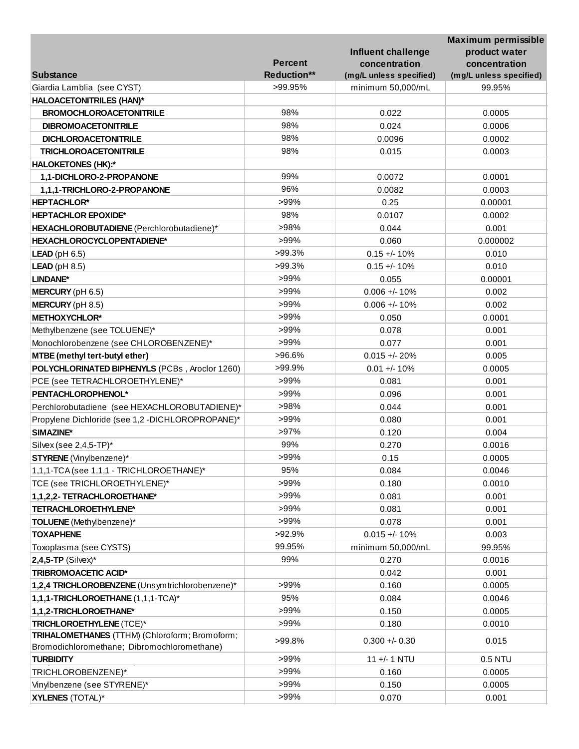| Substance | Percent Reduction** | Influent challenge concentration (mg/L unless specified) | Maximum permissible product water concentration (mg/L unless specified) |
|---|---|---|---|
| Giardia Lamblia (see CYST) | >99.95% | minimum 50,000/mL | 99.95% |
| **HALOACETONITRILES (HAN)*** | | | |
| **BROMOCHLOROACETONITRILE** | 98% | 0.022 | 0.0005 |
| **DIBROMOACETONITRILE** | 98% | 0.024 | 0.0006 |
| **DICHLOROACETONITRILE** | 98% | 0.0096 | 0.0002 |
| **TRICHLOROACETONITRILE** | 98% | 0.015 | 0.0003 |
| **HALOKETONES (HK):*** | | | |
| **1,1-DICHLORO-2-PROPANONE** | 99% | 0.0072 | 0.0001 |
| **1,1,1-TRICHLORO-2-PROPANONE** | 96% | 0.0082 | 0.0003 |
| **HEPTACHLOR*** | >99% | 0.25 | 0.00001 |
| **HEPTACHLOR EPOXIDE*** | 98% | 0.0107 | 0.0002 |
| **HEXACHLOROBUTADIENE** (Perchlorobutadiene)* | >98% | 0.044 | 0.001 |
| **HEXACHLOROCYCLOPENTADIENE*** | >99% | 0.060 | 0.000002 |
| **LEAD** (pH 6.5) | >99.3% | 0.15 +/- 10% | 0.010 |
| **LEAD** (pH 8.5) | >99.3% | 0.15 +/- 10% | 0.010 |
| **LINDANE*** | >99% | 0.055 | 0.00001 |
| **MERCURY** (pH 6.5) | >99% | 0.006 +/- 10% | 0.002 |
| **MERCURY** (pH 8.5) | >99% | 0.006 +/- 10% | 0.002 |
| **METHOXYCHLOR*** | >99% | 0.050 | 0.0001 |
| Methylbenzene (see TOLUENE)* | >99% | 0.078 | 0.001 |
| Monochlorobenzene (see CHLOROBENZENE)* | >99% | 0.077 | 0.001 |
| **MTBE (methyl tert-butyl ether)** | >96.6% | 0.015 +/- 20% | 0.005 |
| **POLYCHLORINATED BIPHENYLS** (PCBs , Aroclor 1260) | >99.9% | 0.01 +/- 10% | 0.0005 |
| PCE (see TETRACHLOROETHYLENE)* | >99% | 0.081 | 0.001 |
| **PENTACHLOROPHENOL*** | >99% | 0.096 | 0.001 |
| Perchlorobutadiene (see HEXACHLOROBUTADIENE)* | >98% | 0.044 | 0.001 |
| Propylene Dichloride (see 1,2 -DICHLOROPROPANE)* | >99% | 0.080 | 0.001 |
| **SIMAZINE*** | >97% | 0.120 | 0.004 |
| Silvex (see 2,4,5-TP)* | 99% | 0.270 | 0.0016 |
| **STYRENE** (Vinylbenzene)* | >99% | 0.15 | 0.0005 |
| 1,1,1-TCA (see 1,1,1 - TRICHLOROETHANE)* | 95% | 0.084 | 0.0046 |
| TCE (see TRICHLOROETHYLENE)* | >99% | 0.180 | 0.0010 |
| **1,1,2,2- TETRACHLOROETHANE*** | >99% | 0.081 | 0.001 |
| **TETRACHLOROETHYLENE*** | >99% | 0.081 | 0.001 |
| **TOLUENE** (Methylbenzene)* | >99% | 0.078 | 0.001 |
| **TOXAPHENE** | >92.9% | 0.015 +/- 10% | 0.003 |
| Toxoplasma (see CYSTS) | 99.95% | minimum 50,000/mL | 99.95% |
| **2,4,5-TP** (Silvex)* | 99% | 0.270 | 0.0016 |
| **TRIBROMOACETIC ACID*** | | 0.042 | 0.001 |
| **1,2,4 TRICHLOROBENZENE** (Unsymtrichlorobenzene)* | >99% | 0.160 | 0.0005 |
| **1,1,1-TRICHLOROETHANE** (1,1,1-TCA)* | 95% | 0.084 | 0.0046 |
| **1,1,2-TRICHLOROETHANE*** | >99% | 0.150 | 0.0005 |
| **TRICHLOROETHYLENE** (TCE)* | >99% | 0.180 | 0.0010 |
| **TRIHALOMETHANES** (TTHM) (Chloroform; Bromoform; Bromodichloromethane; Dibromochloromethane) | >99.8% | 0.300 +/- 0.30 | 0.015 |
| **TURBIDITY** | >99% | 11 +/- 1 NTU | 0.5 NTU |
| TRICHLOROBENZENE)* | >99% | 0.160 | 0.0005 |
| Vinylbenzene (see STYRENE)* | >99% | 0.150 | 0.0005 |
| **XYLENES** (TOTAL)* | >99% | 0.070 | 0.001 |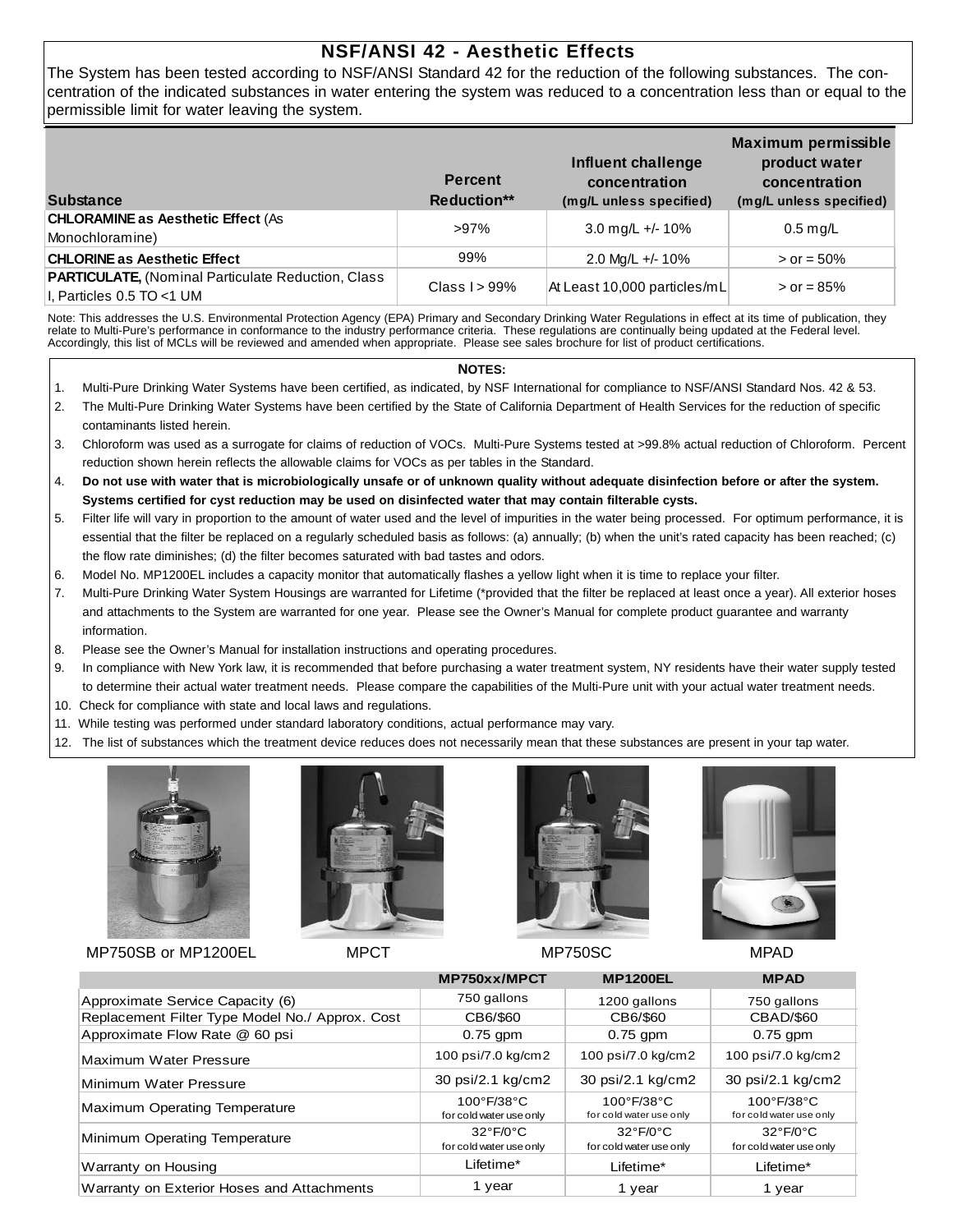## NSF/ANSI 42 - Aesthetic Effects

The System has been tested according to NSF/ANSI Standard 42 for the reduction of the following substances. The concentration of the indicated substances in water entering the system was reduced to a concentration less than or equal to the permissible limit for water leaving the system.

| Substance | Percent Reduction** | Influent challenge concentration (mg/L unless specified) | Maximum permissible product water concentration (mg/L unless specified) |
|---|---|---|---|
| **CHLORAMINE as Aesthetic Effect** (As Monochloramine) | >97% | 3.0 mg/L +/- 10% | 0.5 mg/L |
| **CHLORINE as Aesthetic Effect** | 99% | 2.0 Mg/L +/- 10% | > or = 50% |
| **PARTICULATE,** (Nominal Particulate Reduction, Class I, Particles 0.5 TO <1 UM | Class I > 99% | At Least 10,000 particles/mL | > or = 85% |

Note: This addresses the U.S. Environmental Protection Agency (EPA) Primary and Secondary Drinking Water Regulations in effect at its time of publication, they relate to Multi-Pure's performance in conformance to the industry performance criteria. These regulations are continually being updated at the Federal level. Accordingly, this list of MCLs will be reviewed and amended when appropriate. Please see sales brochure for list of product certifications.

**NOTES:**

1. Multi-Pure Drinking Water Systems have been certified, as indicated, by NSF International for compliance to NSF/ANSI Standard Nos. 42 & 53.
2. The Multi-Pure Drinking Water Systems have been certified by the State of California Department of Health Services for the reduction of specific contaminants listed herein.
3. Chloroform was used as a surrogate for claims of reduction of VOCs. Multi-Pure Systems tested at >99.8% actual reduction of Chloroform. Percent reduction shown herein reflects the allowable claims for VOCs as per tables in the Standard.
4. **Do not use with water that is microbiologically unsafe or of unknown quality without adequate disinfection before or after the system. Systems certified for cyst reduction may be used on disinfected water that may contain filterable cysts.**
5. Filter life will vary in proportion to the amount of water used and the level of impurities in the water being processed. For optimum performance, it is essential that the filter be replaced on a regularly scheduled basis as follows: (a) annually; (b) when the unit's rated capacity has been reached; (c) the flow rate diminishes; (d) the filter becomes saturated with bad tastes and odors.
6. Model No. MP1200EL includes a capacity monitor that automatically flashes a yellow light when it is time to replace your filter.
7. Multi-Pure Drinking Water System Housings are warranted for Lifetime (*provided that the filter be replaced at least once a year). All exterior hoses and attachments to the System are warranted for one year. Please see the Owner's Manual for complete product guarantee and warranty information.
8. Please see the Owner's Manual for installation instructions and operating procedures.
9. In compliance with New York law, it is recommended that before purchasing a water treatment system, NY residents have their water supply tested to determine their actual water treatment needs. Please compare the capabilities of the Multi-Pure unit with your actual water treatment needs.
10. Check for compliance with state and local laws and regulations.
11. While testing was performed under standard laboratory conditions, actual performance may vary.
12. The list of substances which the treatment device reduces does not necessarily mean that these substances are present in your tap water.

MP750SB or MP1200EL

MPCT

MP750SC

MPAD

| | MP750xx/MPCT | MP1200EL | MPAD |
|---|---|---|---|
| Approximate Service Capacity (6) | 750 gallons | 1200 gallons | 750 gallons |
| Replacement Filter Type Model No./ Approx. Cost | CB6/$60 | CB6/$60 | CBAD/$60 |
| Approximate Flow Rate @ 60 psi | 0.75 gpm | 0.75 gpm | 0.75 gpm |
| Maximum Water Pressure | 100 psi/7.0 kg/cm2 | 100 psi/7.0 kg/cm2 | 100 psi/7.0 kg/cm2 |
| Minimum Water Pressure | 30 psi/2.1 kg/cm2 | 30 psi/2.1 kg/cm2 | 30 psi/2.1 kg/cm2 |
| Maximum Operating Temperature | 100°F/38°C for cold water use only | 100°F/38°C for cold water use only | 100°F/38°C for cold water use only |
| Minimum Operating Temperature | 32°F/0°C for cold water use only | 32°F/0°C for cold water use only | 32°F/0°C for cold water use only |
| Warranty on Housing | Lifetime* | Lifetime* | Lifetime* |
| Warranty on Exterior Hoses and Attachments | 1 year | 1 year | 1 year |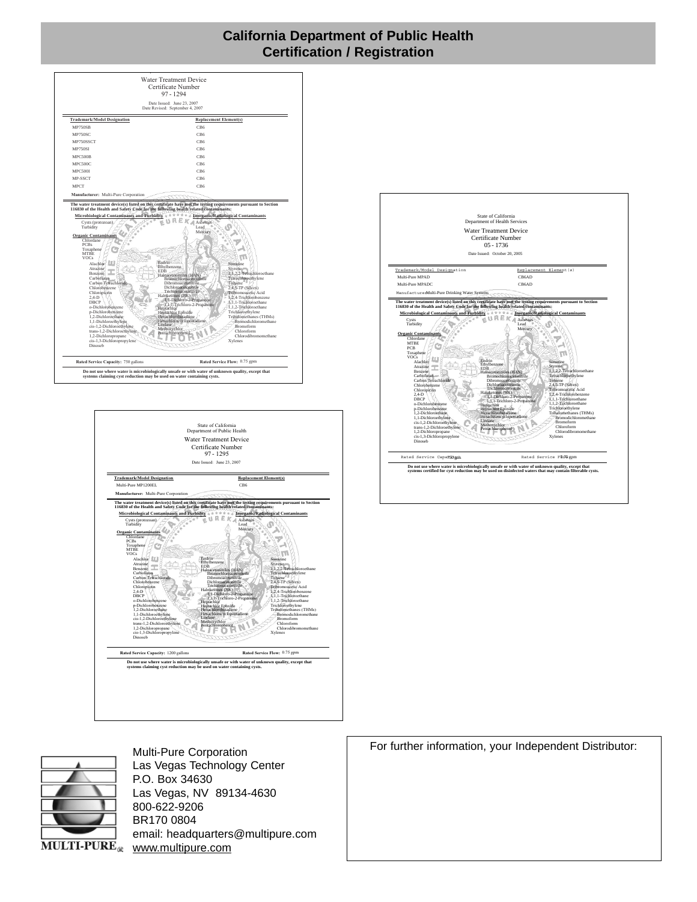# California Department of Public Health
# Certification / Registration

Water Treatment Device
Certificate Number
97 - 1294

Date Issued: June 23, 2007
Date Revised: September 4, 2007

| Trademark/Model Designation | Replacement Element(s) |
| --- | --- |
| MP750SB | CB6 |
| MP750SC | CB6 |
| MP750SSCT | CB6 |
| MP750SI | CB6 |
| MPC500B | CB6 |
| MPC500C | CB6 |
| MPC500I | CB6 |
| MP-SSCT | CB6 |
| MPCT | CB6 |

**Manufacturer:** Multi-Pure Corporation

**The water treatment device(s) listed on this certificate have met the testing requirements pursuant to Section 116830 of the Health and Safety Code for the following health related contaminants:**

**Microbiological Contaminants and Turbidity**
Cysts (protozoan)
Turbidity

**Inorganic/Radiological Contaminants**
Asbestos
Lead
Mercury

**Organic Contaminants**
Chlordane
PCBs
Toxaphene
MTBE
VOCs

Alachlor, Atrazine, Benzene, Carbofuran, Carbon Tetrachloride, Chlorobenzene, Chloropicrin, 2,4-D, DBCP, o-Dichlorobenzene, p-Dichlorobenzene, 1,2-Dichloroethane, 1,1-Dichloroethylene, cis-1,2-Dichloroethylene, trans-1,2-Dichloroethylene, 1,2-Dichloropropane, cis-1,3-Dichloropropylene, Dinoseb

Endrin, Ethylbenzene, EDB, Haloacetonitriles (HAN): Bromochloroacetonitrile, Dibromoacetonitrile, Dichloroacetonitrile, Trichloroacetonitrile; Haloketones (HK): 1,1-Dichloro-2-Propanone, 1,1,1-Trichloro-2-Propanone; Heptachlor, Heptachlor Epoxide, Hexachlorobutadiene, Hexachlorocyclopentadiene, Lindane, Methoxychlor, Pentachlorophenol

Simazine, Styrene, 1,1,2,2-Tetrachloroethane, Tetrachloroethylene, Toluene, 2,4,5-TP (Silvex), Tribromoacetic Acid, 1,2,4-Trichlorobenzene, 1,1,1-Trichloroethane, 1,1,2-Trichloroethane, Trichloroethylene, Trihalomethanes (THMs): Bromodichloromethane, Bromoform, Chloroform, Chlorodibromomethane; Xylenes

**Rated Service Capacity:** 750 gallons **Rated Service Flow:** 0.75 gpm

**Do not use where water is microbiologically unsafe or with water of unknown quality, except that systems claiming cyst reduction may be used on water containing cysts.**

---

State of California
Department of Health Services

Water Treatment Device
Certificate Number
05 - 1736

Date Issued: October 20, 2005

| Trademark/Model Designation | Replacement Element(s) |
| --- | --- |
| Multi-Pure MPAD | CB6AD |
| Multi-Pure MPADC | CB6AD |

Manufacturer: Multi-Pure Drinking Water Systems

**The water treatment device(s) listed on this certificate have met the testing requirements pursuant to Section 116830 of the Health and Safety Code for the following health related contaminants:**

**Microbiological Contaminants and Turbidity**
Cysts
Turbidity

**Inorganic/Radiological Contaminants**
Asbestos
Lead
Mercury

**Organic Contaminants**
Chlordane
MTBE
PCB
Toxaphene
VOCs

Alachlor, Atrazine, Benzene, Carbofuran, Carbon Tetrachloride, Chlorobenzene, Chloropicrin, 2,4-D, DBCP, o-Dichlorobenzene, p-Dichlorobenzene, 1,2-Dichloroethane, 1,1-Dichloroethylene, cis-1,2-Dichloroethylene, trans-1,2-Dichloroethylene, 1,2-Dichloropropane, cis-1,3-Dichloropropylene, Dinoseb

Endrin, Ethylbenzene, EDB, Haloacetonitriles (HAN): Bromochloroacetonitrile, Dibromoacetonitrile, Dichloroacetonitrile, Trichloroacetonitrile; Haloketones (HK): 1,1-Dichloro-2-Propanone, 1,1,1-Trichloro-2-Propanone; Heptachlor, Heptachlor Epoxide, Hexachlorobutadiene, Hexachlorocyclopentadiene, Lindane, Methoxychlor, Pentachlorophenol

Simazine, Styrene, 1,1,2,2-Tetrachloroethane, Tetrachloroethylene, Toluene, 2,4,5-TP (Silvex), Tribromoacetic Acid, 1,2,4-Trichlorobenzene, 1,1,1-Trichloroethane, 1,1,2-Trichloroethane, Trichloroethylene, Trihalomethanes (THMs): Bromodichloromethane, Bromoform, Chloroform, Chlorodibromomethane; Xylenes

Rated Service Capacity: 750 gals Rated Service Flow: 0.75 gpm

**Do not use where water is microbiologically unsafe or with water of unknown quality, except that systems certified for cyst reduction may be used on disinfected waters that may contain filterable cysts.**

---

State of California
Department of Public Health

Water Treatment Device
Certificate Number
97 - 1295

Date Issued: June 23, 2007

| Trademark/Model Designation | Replacement Element(s) |
| --- | --- |
| Multi-Pure MP1200EL | CB6 |

**Manufacturer:** Multi-Pure Corporation

**The water treatment device(s) listed on this certificate have met the testing requirements pursuant to Section 116830 of the Health and Safety Code for the following health related contaminants:**

**Microbiological Contaminants and Turbidity**
Cysts (protozoan)
Turbidity

**Inorganic/Radiological Contaminants**
Asbestos
Lead
Mercury

**Organic Contaminants**
Chlordane
PCBs
Toxaphene
MTBE
VOCs

Alachlor, Atrazine, Benzene, Carbofuran, Carbon Tetrachloride, Chlorobenzene, Chloropicrin, 2,4-D, DBCP, o-Dichlorobenzene, p-Dichlorobenzene, 1,2-Dichloroethane, 1,1-Dichloroethylene, cis-1,2-Dichloroethylene, trans-1,2-Dichloroethylene, 1,2-Dichloropropane, cis-1,3-Dichloropropylene, Dinoseb

Endrin, Ethylbenzene, EDB, Haloacetonitriles (HAN): Bromochloroacetonitrile, Dibromoacetonitrile, Dichloroacetonitrile, Trichloroacetonitrile; Haloketones (HK): 1,1-Dichloro-2-Propanone, 1,1,1-Trichloro-2-Propanone; Heptachlor, Heptachlor Epoxide, Hexachlorobutadiene, Hexachlorocyclopentadiene, Lindane, Methoxychlor, Pentachlorophenol

Simazine, Styrene, 1,1,2,2-Tetrachloroethane, Tetrachloroethylene, Toluene, 2,4,5-TP (Silvex), Tribromoacetic Acid, 1,2,4-Trichlorobenzene, 1,1,1-Trichloroethane, 1,1,2-Trichloroethane, Trichloroethylene, Trihalomethanes (THMs): Bromodichloromethane, Bromoform, Chloroform, Chlorodibromomethane; Xylenes

**Rated Service Capacity:** 1200 gallons **Rated Service Flow:** 0.75 gpm

**Do not use where water is microbiologically unsafe or with water of unknown quality, except that systems claiming cyst reduction may be used on water containing cysts.**

---

MULTI-PURE®

Multi-Pure Corporation
Las Vegas Technology Center
P.O. Box 34630
Las Vegas, NV 89134-4630
800-622-9206
BR170 0804
email: headquarters@multipure.com
www.multipure.com

For further information, your Independent Distributor: